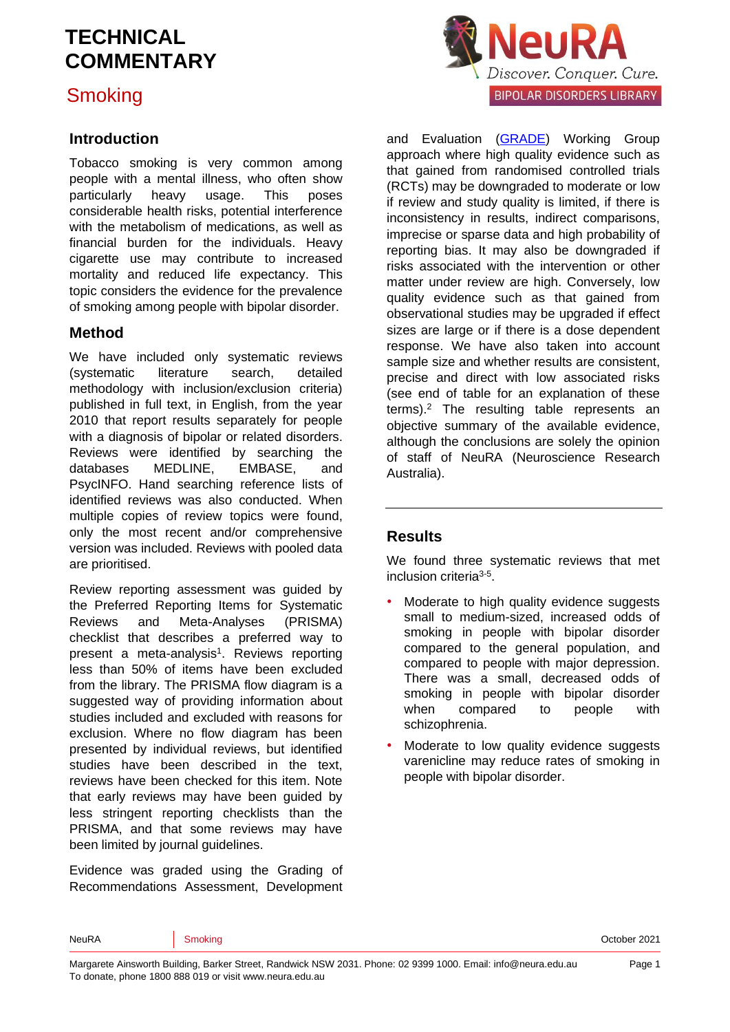# TECHNICAL COMMENTARY

## Smoking

### Introduction

Tobacco smoking is very common among people with a mental illness, who often show particularly heavy usage. This poses considerable health risks, potential interference with the metabolism of medications, as well as financial burden for the individuals. Heavy cigarette use may contribute to increased mortality and reduced life expectancy. This topic considers the evidence for the prevalence of smoking among people with bipolar disorder.

### Method

We have included only systematic reviews (systematic literature search, detailed methodology with inclusion/exclusion criteria) published in full text, in English, from the year 2010 that report results separately for people with a diagnosis of bipolar or related disorders. Reviews were identified by searching the databases MEDLINE, EMBASE, and PsycINFO. Hand searching reference lists of identified reviews was also conducted. When multiple copies of review topics were found, only the most recent and/or comprehensive version was included. Reviews with pooled data are prioritised.

Review reporting assessment was guided by the Preferred Reporting Items for Systematic Reviews and Meta-Analyses (PRISMA) checklist that describes a preferred way to present a meta-analysis[1]. Reviews reporting less than 50% of items have been excluded from the library. The PRISMA flow diagram is a suggested way of providing information about studies included and excluded with reasons for exclusion. Where no flow diagram has been presented by individual reviews, but identified studies have been described in the text, reviews have been checked for this item. Note that early reviews may have been guided by less stringent reporting checklists than the PRISMA, and that some reviews may have been limited by journal guidelines.

Evidence was graded using the Grading of Recommendations Assessment, Development and Evaluation (GRADE) Working Group approach where high quality evidence such as that gained from randomised controlled trials (RCTs) may be downgraded to moderate or low if review and study quality is limited, if there is inconsistency in results, indirect comparisons, imprecise or sparse data and high probability of reporting bias. It may also be downgraded if risks associated with the intervention or other matter under review are high. Conversely, low quality evidence such as that gained from observational studies may be upgraded if effect sizes are large or if there is a dose dependent response. We have also taken into account sample size and whether results are consistent, precise and direct with low associated risks (see end of table for an explanation of these terms).[2] The resulting table represents an objective summary of the available evidence, although the conclusions are solely the opinion of staff of NeuRA (Neuroscience Research Australia).

### Results

We found three systematic reviews that met inclusion criteria[3-5].

- Moderate to high quality evidence suggests small to medium-sized, increased odds of smoking in people with bipolar disorder compared to the general population, and compared to people with major depression. There was a small, decreased odds of smoking in people with bipolar disorder when compared to people with schizophrenia.
- Moderate to low quality evidence suggests varenicline may reduce rates of smoking in people with bipolar disorder.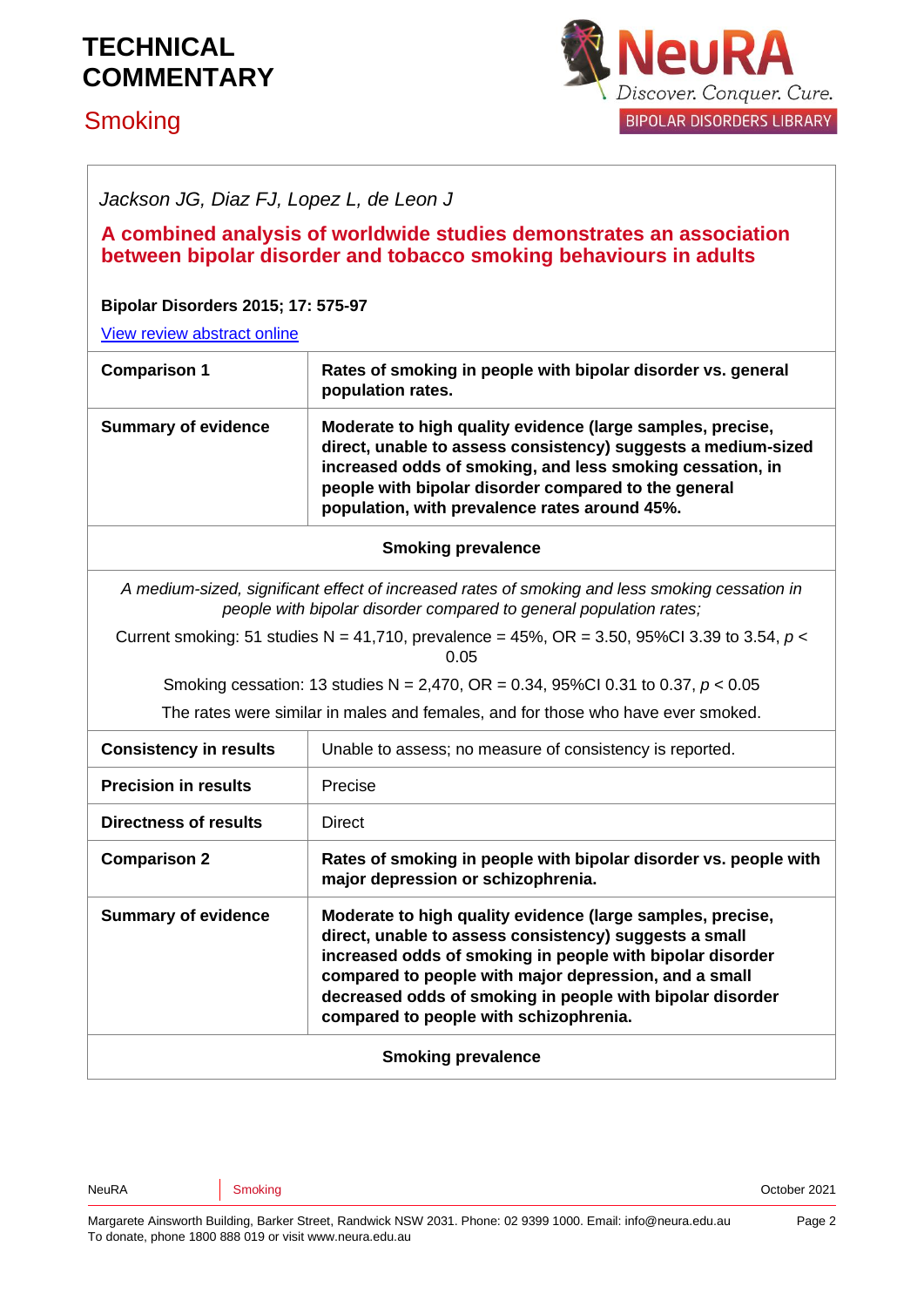# TECHNICAL COMMENTARY

## Smoking

*Jackson JG, Diaz FJ, Lopez L, de Leon J*

**A combined analysis of worldwide studies demonstrates an association between bipolar disorder and tobacco smoking behaviours in adults**

**Bipolar Disorders 2015; 17: 575-97**

[View review abstract online]

| | |
|---|---|
| **Comparison 1** | **Rates of smoking in people with bipolar disorder vs. general population rates.** |
| **Summary of evidence** | **Moderate to high quality evidence (large samples, precise, direct, unable to assess consistency) suggests a medium-sized increased odds of smoking, and less smoking cessation, in people with bipolar disorder compared to the general population, with prevalence rates around 45%.** |
| **Smoking prevalence** | |
| *A medium-sized, significant effect of increased rates of smoking and less smoking cessation in people with bipolar disorder compared to general population rates;*<br>Current smoking: 51 studies N = 41,710, prevalence = 45%, OR = 3.50, 95%CI 3.39 to 3.54, $p < 0.05$<br>Smoking cessation: 13 studies N = 2,470, OR = 0.34, 95%CI 0.31 to 0.37, $p < 0.05$<br>The rates were similar in males and females, and for those who have ever smoked. | |
| **Consistency in results** | Unable to assess; no measure of consistency is reported. |
| **Precision in results** | Precise |
| **Directness of results** | Direct |
| **Comparison 2** | **Rates of smoking in people with bipolar disorder vs. people with major depression or schizophrenia.** |
| **Summary of evidence** | **Moderate to high quality evidence (large samples, precise, direct, unable to assess consistency) suggests a small increased odds of smoking in people with bipolar disorder compared to people with major depression, and a small decreased odds of smoking in people with bipolar disorder compared to people with schizophrenia.** |
| **Smoking prevalence** | |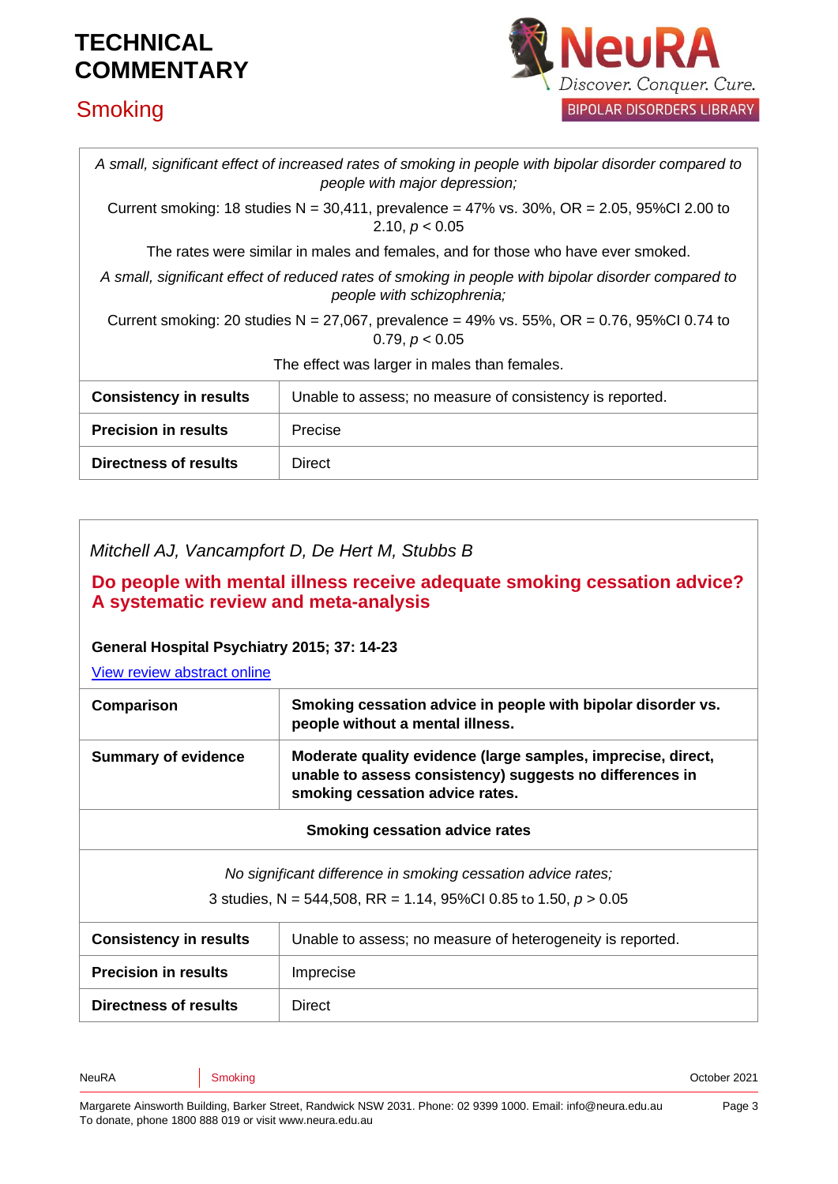| | |
|---|---|
| *A small, significant effect of increased rates of smoking in people with bipolar disorder compared to people with major depression;*<br><br>Current smoking: 18 studies N = 30,411, prevalence = 47% vs. 30%, OR = 2.05, 95%CI 2.00 to 2.10, $p < 0.05$<br><br>The rates were similar in males and females, and for those who have ever smoked.<br><br>*A small, significant effect of reduced rates of smoking in people with bipolar disorder compared to people with schizophrenia;*<br><br>Current smoking: 20 studies N = 27,067, prevalence = 49% vs. 55%, OR = 0.76, 95%CI 0.74 to 0.79, $p < 0.05$<br><br>The effect was larger in males than females. | |
| **Consistency in results** | Unable to assess; no measure of consistency is reported. |
| **Precision in results** | Precise |
| **Directness of results** | Direct |

*Mitchell AJ, Vancampfort D, De Hert M, Stubbs B*

## Do people with mental illness receive adequate smoking cessation advice? A systematic review and meta-analysis

**General Hospital Psychiatry 2015; 37: 14-23**

View review abstract online

| | |
|---|---|
| **Comparison** | **Smoking cessation advice in people with bipolar disorder vs. people without a mental illness.** |
| **Summary of evidence** | **Moderate quality evidence (large samples, imprecise, direct, unable to assess consistency) suggests no differences in smoking cessation advice rates.** |
| **Smoking cessation advice rates** | |
| *No significant difference in smoking cessation advice rates;*<br><br>3 studies, N = 544,508, RR = 1.14, 95%CI 0.85 to 1.50, $p > 0.05$ | |
| **Consistency in results** | Unable to assess; no measure of heterogeneity is reported. |
| **Precision in results** | Imprecise |
| **Directness of results** | Direct |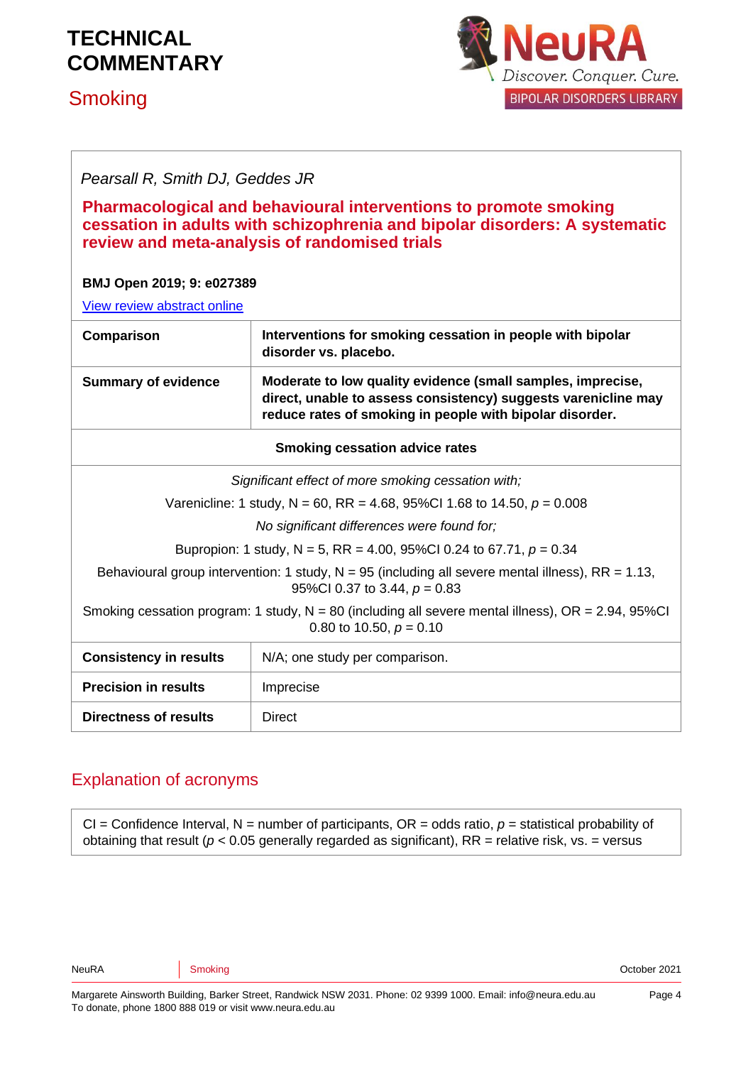*Pearsall R, Smith DJ, Geddes JR*

## Pharmacological and behavioural interventions to promote smoking cessation in adults with schizophrenia and bipolar disorders: A systematic review and meta-analysis of randomised trials

**BMJ Open 2019; 9: e027389**

[View review abstract online]

| **Comparison** | **Interventions for smoking cessation in people with bipolar disorder vs. placebo.** |
|---|---|
| **Summary of evidence** | **Moderate to low quality evidence (small samples, imprecise, direct, unable to assess consistency) suggests varenicline may reduce rates of smoking in people with bipolar disorder.** |
| **Smoking cessation advice rates** | |
| *Significant effect of more smoking cessation with;*<br>Varenicline: 1 study, N = 60, RR = 4.68, 95%CI 1.68 to 14.50, $p = 0.008$<br>*No significant differences were found for;*<br>Bupropion: 1 study, N = 5, RR = 4.00, 95%CI 0.24 to 67.71, $p = 0.34$<br>Behavioural group intervention: 1 study, N = 95 (including all severe mental illness), RR = 1.13, 95%CI 0.37 to 3.44, $p = 0.83$<br>Smoking cessation program: 1 study, N = 80 (including all severe mental illness), OR = 2.94, 95%CI 0.80 to 10.50, $p = 0.10$ | |
| **Consistency in results** | N/A; one study per comparison. |
| **Precision in results** | Imprecise |
| **Directness of results** | Direct |

## Explanation of acronyms

CI = Confidence Interval, N = number of participants, OR = odds ratio, $p$ = statistical probability of obtaining that result ($p < 0.05$ generally regarded as significant), RR = relative risk, vs. = versus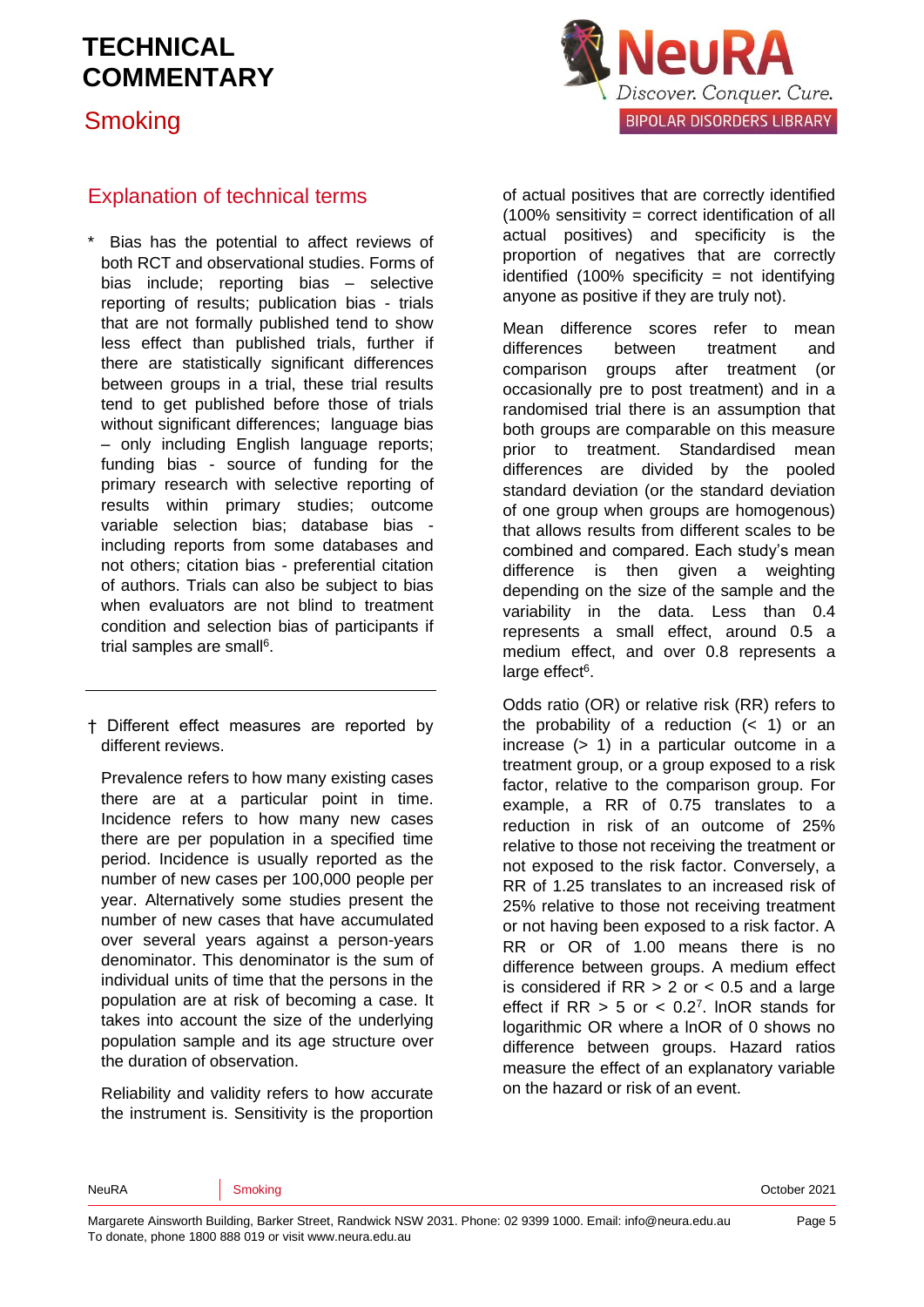## Explanation of technical terms

\* Bias has the potential to affect reviews of both RCT and observational studies. Forms of bias include; reporting bias – selective reporting of results; publication bias - trials that are not formally published tend to show less effect than published trials, further if there are statistically significant differences between groups in a trial, these trial results tend to get published before those of trials without significant differences; language bias – only including English language reports; funding bias - source of funding for the primary research with selective reporting of results within primary studies; outcome variable selection bias; database bias - including reports from some databases and not others; citation bias - preferential citation of authors. Trials can also be subject to bias when evaluators are not blind to treatment condition and selection bias of participants if trial samples are small[6].

---

† Different effect measures are reported by different reviews.

Prevalence refers to how many existing cases there are at a particular point in time. Incidence refers to how many new cases there are per population in a specified time period. Incidence is usually reported as the number of new cases per 100,000 people per year. Alternatively some studies present the number of new cases that have accumulated over several years against a person-years denominator. This denominator is the sum of individual units of time that the persons in the population are at risk of becoming a case. It takes into account the size of the underlying population sample and its age structure over the duration of observation.

Reliability and validity refers to how accurate the instrument is. Sensitivity is the proportion of actual positives that are correctly identified (100% sensitivity = correct identification of all actual positives) and specificity is the proportion of negatives that are correctly identified (100% specificity = not identifying anyone as positive if they are truly not).

Mean difference scores refer to mean differences between treatment and comparison groups after treatment (or occasionally pre to post treatment) and in a randomised trial there is an assumption that both groups are comparable on this measure prior to treatment. Standardised mean differences are divided by the pooled standard deviation (or the standard deviation of one group when groups are homogenous) that allows results from different scales to be combined and compared. Each study's mean difference is then given a weighting depending on the size of the sample and the variability in the data. Less than 0.4 represents a small effect, around 0.5 a medium effect, and over 0.8 represents a large effect[6].

Odds ratio (OR) or relative risk (RR) refers to the probability of a reduction (< 1) or an increase (> 1) in a particular outcome in a treatment group, or a group exposed to a risk factor, relative to the comparison group. For example, a RR of 0.75 translates to a reduction in risk of an outcome of 25% relative to those not receiving the treatment or not exposed to the risk factor. Conversely, a RR of 1.25 translates to an increased risk of 25% relative to those not receiving treatment or not having been exposed to a risk factor. A RR or OR of 1.00 means there is no difference between groups. A medium effect is considered if RR > 2 or < 0.5 and a large effect if RR > 5 or < 0.2[7]. lnOR stands for logarithmic OR where a lnOR of 0 shows no difference between groups. Hazard ratios measure the effect of an explanatory variable on the hazard or risk of an event.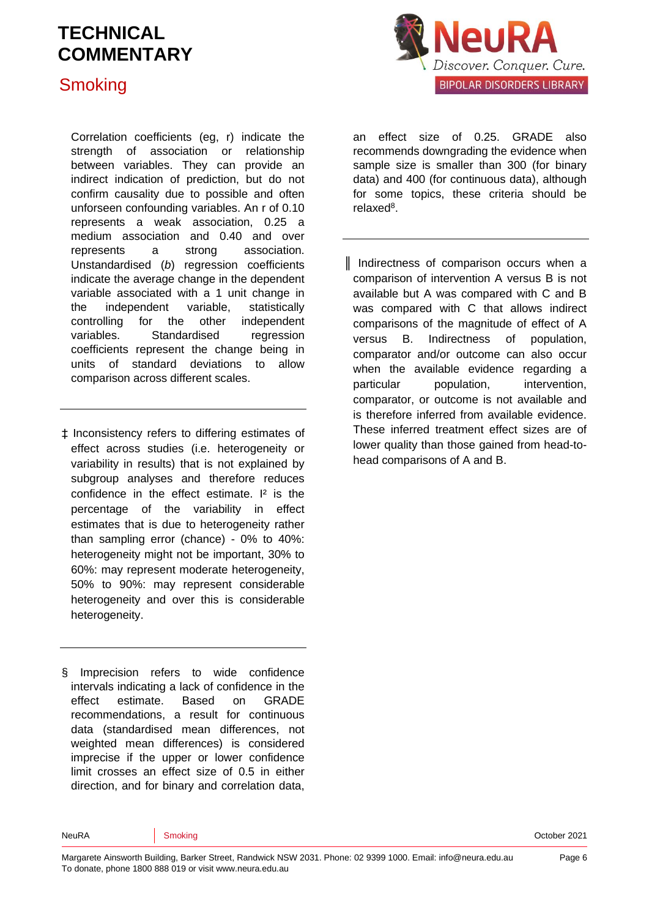Correlation coefficients (eg, r) indicate the strength of association or relationship between variables. They can provide an indirect indication of prediction, but do not confirm causality due to possible and often unforseen confounding variables. An r of 0.10 represents a weak association, 0.25 a medium association and 0.40 and over represents a strong association. Unstandardised (*b*) regression coefficients indicate the average change in the dependent variable associated with a 1 unit change in the independent variable, statistically controlling for the other independent variables. Standardised regression coefficients represent the change being in units of standard deviations to allow comparison across different scales.

---

‡ Inconsistency refers to differing estimates of effect across studies (i.e. heterogeneity or variability in results) that is not explained by subgroup analyses and therefore reduces confidence in the effect estimate. $I^2$ is the percentage of the variability in effect estimates that is due to heterogeneity rather than sampling error (chance) - 0% to 40%: heterogeneity might not be important, 30% to 60%: may represent moderate heterogeneity, 50% to 90%: may represent considerable heterogeneity and over this is considerable heterogeneity.

---

§ Imprecision refers to wide confidence intervals indicating a lack of confidence in the effect estimate. Based on GRADE recommendations, a result for continuous data (standardised mean differences, not weighted mean differences) is considered imprecise if the upper or lower confidence limit crosses an effect size of 0.5 in either direction, and for binary and correlation data, an effect size of 0.25. GRADE also recommends downgrading the evidence when sample size is smaller than 300 (for binary data) and 400 (for continuous data), although for some topics, these criteria should be relaxed[8].

---

‖ Indirectness of comparison occurs when a comparison of intervention A versus B is not available but A was compared with C and B was compared with C that allows indirect comparisons of the magnitude of effect of A versus B. Indirectness of population, comparator and/or outcome can also occur when the available evidence regarding a particular population, intervention, comparator, or outcome is not available and is therefore inferred from available evidence. These inferred treatment effect sizes are of lower quality than those gained from head-to-head comparisons of A and B.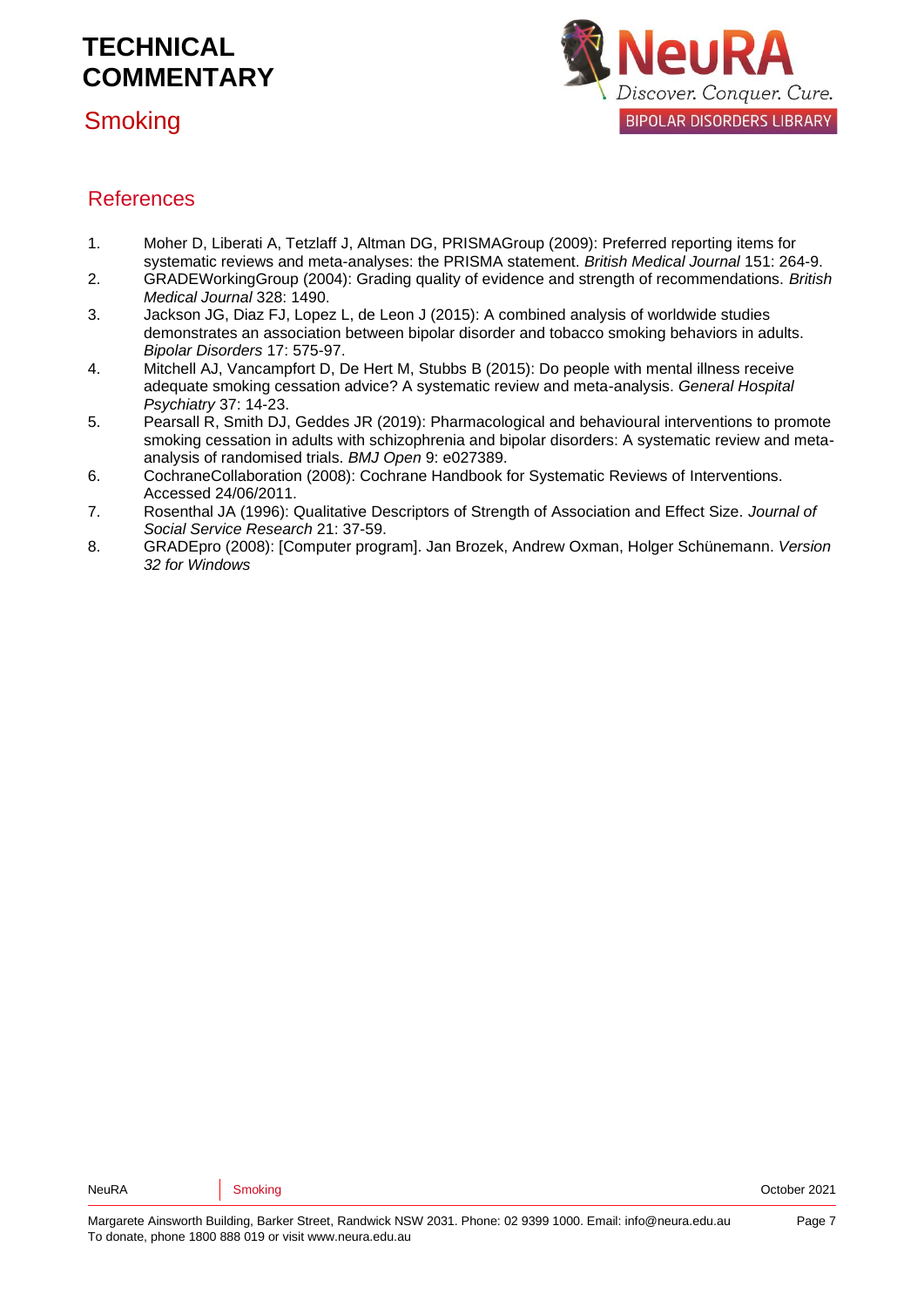## References

1. Moher D, Liberati A, Tetzlaff J, Altman DG, PRISMAGroup (2009): Preferred reporting items for systematic reviews and meta-analyses: the PRISMA statement. *British Medical Journal* 151: 264-9.
2. GRADEWorkingGroup (2004): Grading quality of evidence and strength of recommendations. *British Medical Journal* 328: 1490.
3. Jackson JG, Diaz FJ, Lopez L, de Leon J (2015): A combined analysis of worldwide studies demonstrates an association between bipolar disorder and tobacco smoking behaviors in adults. *Bipolar Disorders* 17: 575-97.
4. Mitchell AJ, Vancampfort D, De Hert M, Stubbs B (2015): Do people with mental illness receive adequate smoking cessation advice? A systematic review and meta-analysis. *General Hospital Psychiatry* 37: 14-23.
5. Pearsall R, Smith DJ, Geddes JR (2019): Pharmacological and behavioural interventions to promote smoking cessation in adults with schizophrenia and bipolar disorders: A systematic review and meta-analysis of randomised trials. *BMJ Open* 9: e027389.
6. CochraneCollaboration (2008): Cochrane Handbook for Systematic Reviews of Interventions. Accessed 24/06/2011.
7. Rosenthal JA (1996): Qualitative Descriptors of Strength of Association and Effect Size. *Journal of Social Service Research* 21: 37-59.
8. GRADEpro (2008): [Computer program]. Jan Brozek, Andrew Oxman, Holger Schünemann. *Version 32 for Windows*